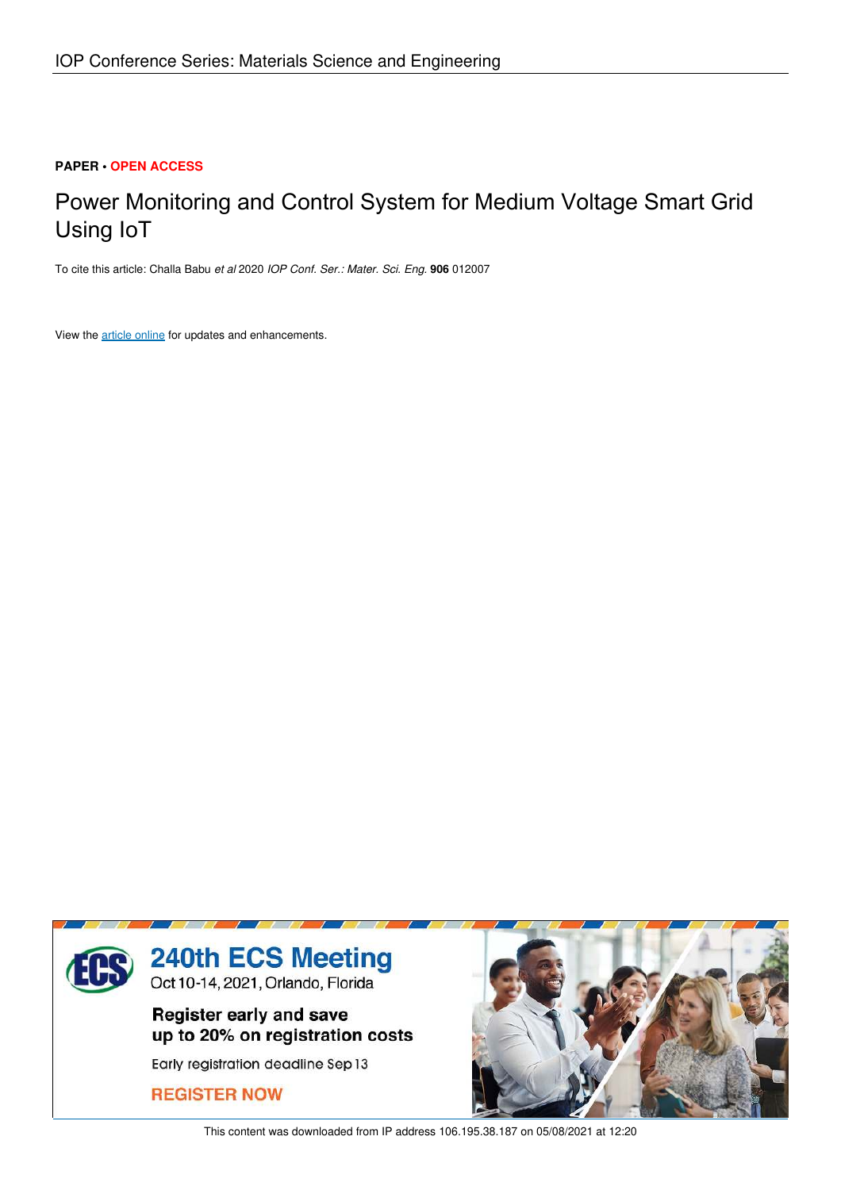IOP Conference Series: Materials Science and Engineering

**PAPER** • **OPEN ACCESS**

# Power Monitoring and Control System for Medium Voltage Smart Grid Using IoT

To cite this article: Challa Babu *et al* 2020 *IOP Conf. Ser.: Mater. Sci. Eng.* **906** 012007

View the article online for updates and enhancements.

**240th ECS Meeting**
Oct 10-14, 2021, Orlando, Florida

**Register early and save up to 20% on registration costs**

Early registration deadline Sep 13

**REGISTER NOW**

This content was downloaded from IP address 106.195.38.187 on 05/08/2021 at 12:20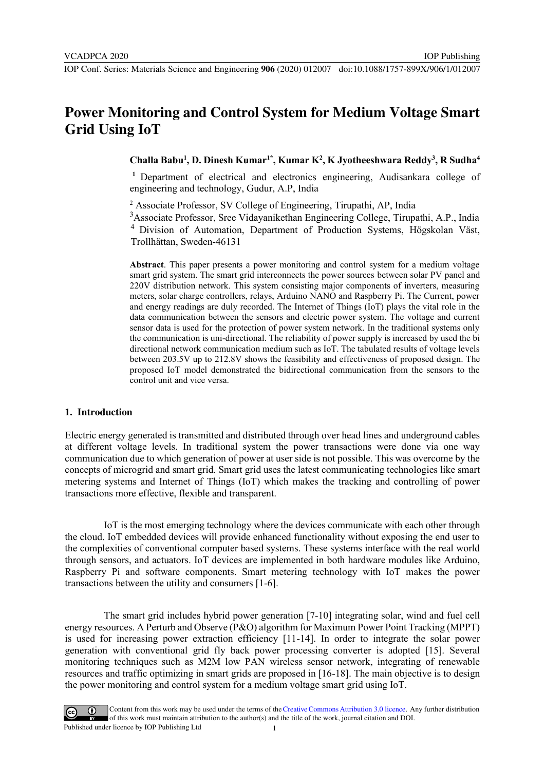# Power Monitoring and Control System for Medium Voltage Smart Grid Using IoT

**Challa Babu[1], D. Dinesh Kumar[1*], Kumar K[2], K Jyotheeshwara Reddy[3], R Sudha[4]**

[1] Department of electrical and electronics engineering, Audisankara college of engineering and technology, Gudur, A.P, India

[2] Associate Professor, SV College of Engineering, Tirupathi, AP, India

[3] Associate Professor, Sree Vidayanikethan Engineering College, Tirupathi, A.P., India

[4] Division of Automation, Department of Production Systems, Högskolan Väst, Trollhättan, Sweden-46131

**Abstract**. This paper presents a power monitoring and control system for a medium voltage smart grid system. The smart grid interconnects the power sources between solar PV panel and 220V distribution network. This system consisting major components of inverters, measuring meters, solar charge controllers, relays, Arduino NANO and Raspberry Pi. The Current, power and energy readings are duly recorded. The Internet of Things (IoT) plays the vital role in the data communication between the sensors and electric power system. The voltage and current sensor data is used for the protection of power system network. In the traditional systems only the communication is uni-directional. The reliability of power supply is increased by used the bi directional network communication medium such as IoT. The tabulated results of voltage levels between 203.5V up to 212.8V shows the feasibility and effectiveness of proposed design. The proposed IoT model demonstrated the bidirectional communication from the sensors to the control unit and vice versa.

## 1. Introduction

Electric energy generated is transmitted and distributed through over head lines and underground cables at different voltage levels. In traditional system the power transactions were done via one way communication due to which generation of power at user side is not possible. This was overcome by the concepts of microgrid and smart grid. Smart grid uses the latest communicating technologies like smart metering systems and Internet of Things (IoT) which makes the tracking and controlling of power transactions more effective, flexible and transparent.

IoT is the most emerging technology where the devices communicate with each other through the cloud. IoT embedded devices will provide enhanced functionality without exposing the end user to the complexities of conventional computer based systems. These systems interface with the real world through sensors, and actuators. IoT devices are implemented in both hardware modules like Arduino, Raspberry Pi and software components. Smart metering technology with IoT makes the power transactions between the utility and consumers [1-6].

The smart grid includes hybrid power generation [7-10] integrating solar, wind and fuel cell energy resources. A Perturb and Observe (P&O) algorithm for Maximum Power Point Tracking (MPPT) is used for increasing power extraction efficiency [11-14]. In order to integrate the solar power generation with conventional grid fly back power processing converter is adopted [15]. Several monitoring techniques such as M2M low PAN wireless sensor network, integrating of renewable resources and traffic optimizing in smart grids are proposed in [16-18]. The main objective is to design the power monitoring and control system for a medium voltage smart grid using IoT.

Content from this work may be used under the terms of the Creative Commons Attribution 3.0 licence. Any further distribution of this work must maintain attribution to the author(s) and the title of the work, journal citation and DOI.
Published under licence by IOP Publishing Ltd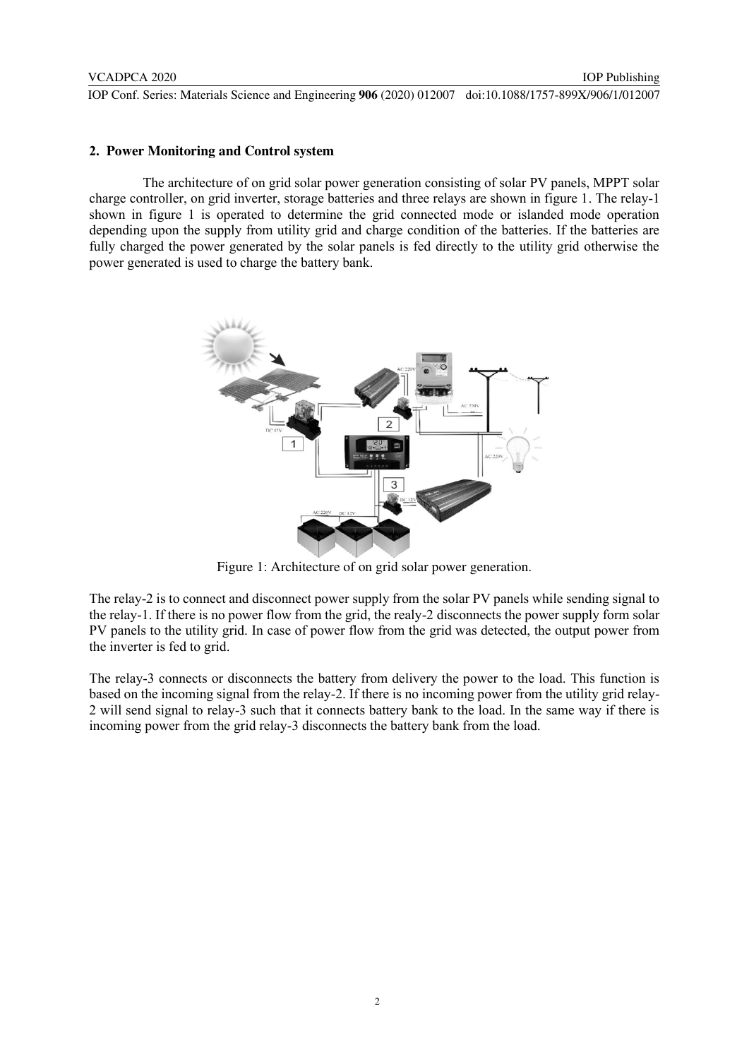## 2. Power Monitoring and Control system

The architecture of on grid solar power generation consisting of solar PV panels, MPPT solar charge controller, on grid inverter, storage batteries and three relays are shown in figure 1. The relay-1 shown in figure 1 is operated to determine the grid connected mode or islanded mode operation depending upon the supply from utility grid and charge condition of the batteries. If the batteries are fully charged the power generated by the solar panels is fed directly to the utility grid otherwise the power generated is used to charge the battery bank.

Figure 1: Architecture of on grid solar power generation.

The relay-2 is to connect and disconnect power supply from the solar PV panels while sending signal to the relay-1. If there is no power flow from the grid, the realy-2 disconnects the power supply form solar PV panels to the utility grid. In case of power flow from the grid was detected, the output power from the inverter is fed to grid.

The relay-3 connects or disconnects the battery from delivery the power to the load. This function is based on the incoming signal from the relay-2. If there is no incoming power from the utility grid relay-2 will send signal to relay-3 such that it connects battery bank to the load. In the same way if there is incoming power from the grid relay-3 disconnects the battery bank from the load.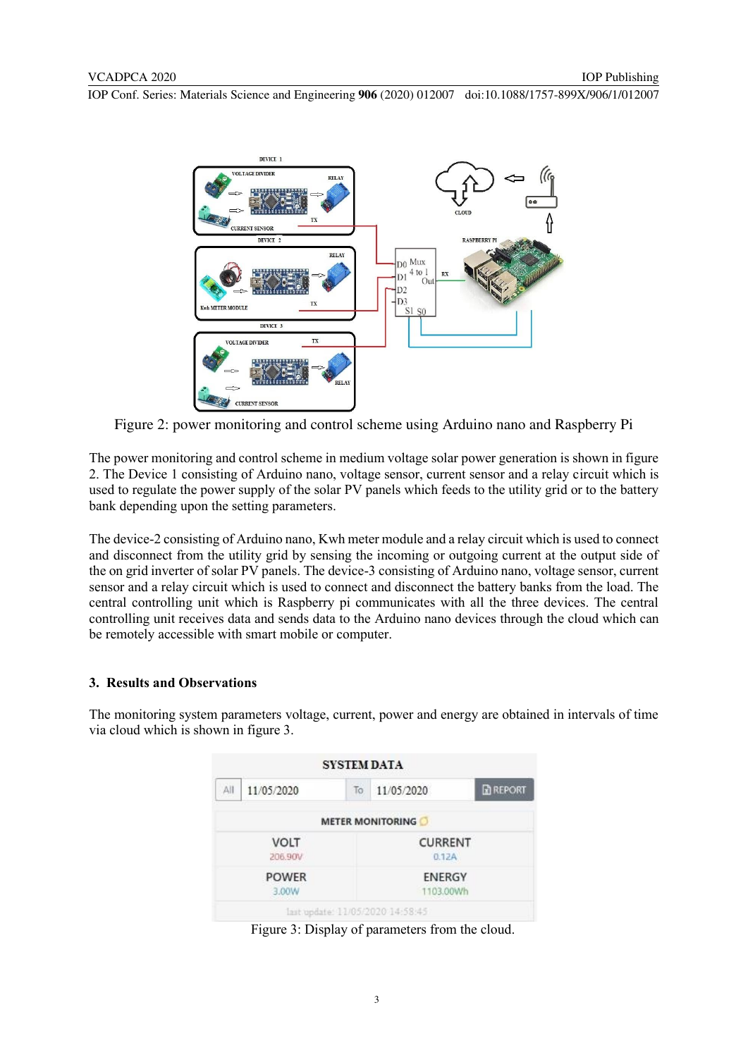Figure 2: power monitoring and control scheme using Arduino nano and Raspberry Pi

The power monitoring and control scheme in medium voltage solar power generation is shown in figure 2. The Device 1 consisting of Arduino nano, voltage sensor, current sensor and a relay circuit which is used to regulate the power supply of the solar PV panels which feeds to the utility grid or to the battery bank depending upon the setting parameters.

The device-2 consisting of Arduino nano, Kwh meter module and a relay circuit which is used to connect and disconnect from the utility grid by sensing the incoming or outgoing current at the output side of the on grid inverter of solar PV panels. The device-3 consisting of Arduino nano, voltage sensor, current sensor and a relay circuit which is used to connect and disconnect the battery banks from the load. The central controlling unit which is Raspberry pi communicates with all the three devices. The central controlling unit receives data and sends data to the Arduino nano devices through the cloud which can be remotely accessible with smart mobile or computer.

## 3. Results and Observations

The monitoring system parameters voltage, current, power and energy are obtained in intervals of time via cloud which is shown in figure 3.

Figure 3: Display of parameters from the cloud.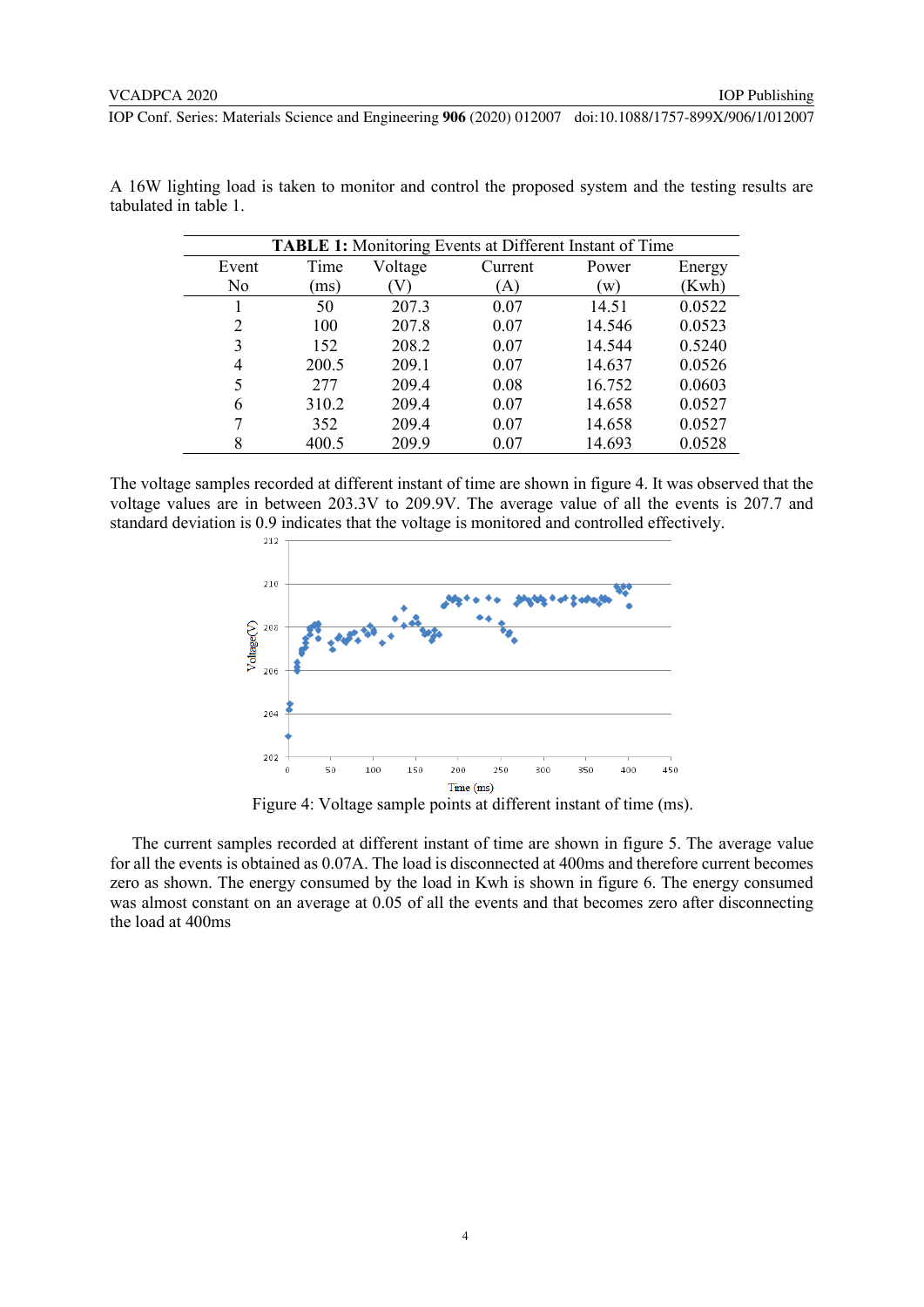A 16W lighting load is taken to monitor and control the proposed system and the testing results are tabulated in table 1.

**TABLE 1:** Monitoring Events at Different Instant of Time

| Event No | Time (ms) | Voltage (V) | Current (A) | Power (w) | Energy (Kwh) |
|---|---|---|---|---|---|
| 1 | 50 | 207.3 | 0.07 | 14.51 | 0.0522 |
| 2 | 100 | 207.8 | 0.07 | 14.546 | 0.0523 |
| 3 | 152 | 208.2 | 0.07 | 14.544 | 0.5240 |
| 4 | 200.5 | 209.1 | 0.07 | 14.637 | 0.0526 |
| 5 | 277 | 209.4 | 0.08 | 16.752 | 0.0603 |
| 6 | 310.2 | 209.4 | 0.07 | 14.658 | 0.0527 |
| 7 | 352 | 209.4 | 0.07 | 14.658 | 0.0527 |
| 8 | 400.5 | 209.9 | 0.07 | 14.693 | 0.0528 |

The voltage samples recorded at different instant of time are shown in figure 4. It was observed that the voltage values are in between 203.3V to 209.9V. The average value of all the events is 207.7 and standard deviation is 0.9 indicates that the voltage is monitored and controlled effectively.

Figure 4: Voltage sample points at different instant of time (ms).

The current samples recorded at different instant of time are shown in figure 5. The average value for all the events is obtained as 0.07A. The load is disconnected at 400ms and therefore current becomes zero as shown. The energy consumed by the load in Kwh is shown in figure 6. The energy consumed was almost constant on an average at 0.05 of all the events and that becomes zero after disconnecting the load at 400ms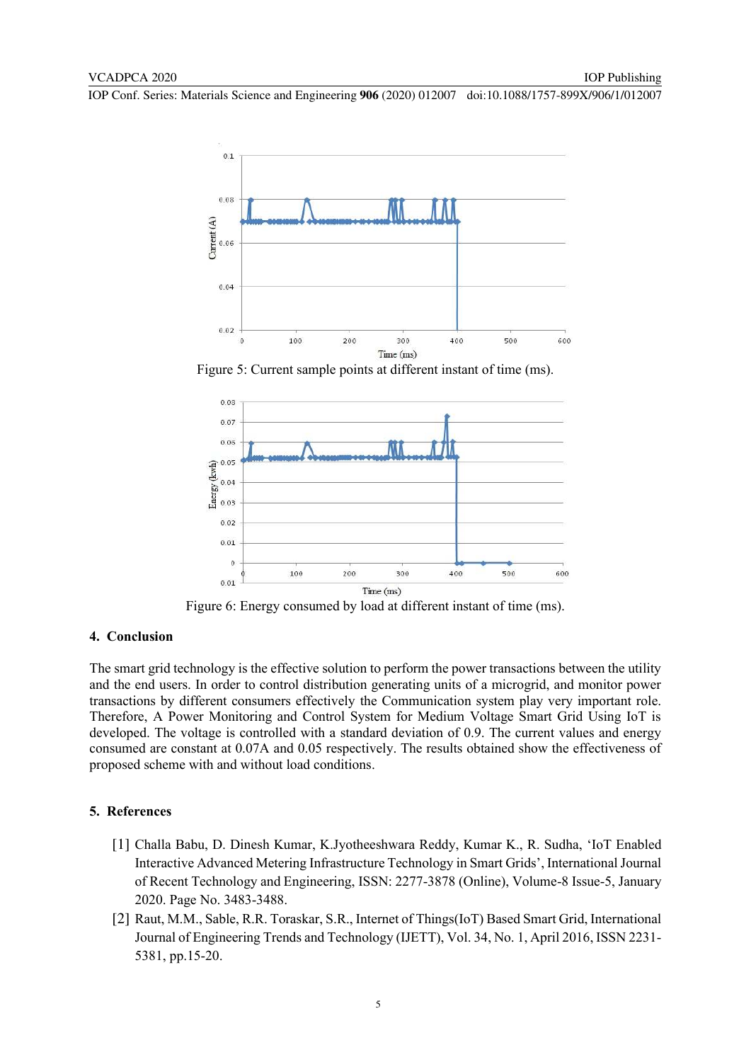Figure 5: Current sample points at different instant of time (ms).

Figure 6: Energy consumed by load at different instant of time (ms).

## 4. Conclusion

The smart grid technology is the effective solution to perform the power transactions between the utility and the end users. In order to control distribution generating units of a microgrid, and monitor power transactions by different consumers effectively the Communication system play very important role. Therefore, A Power Monitoring and Control System for Medium Voltage Smart Grid Using IoT is developed. The voltage is controlled with a standard deviation of 0.9. The current values and energy consumed are constant at 0.07A and 0.05 respectively. The results obtained show the effectiveness of proposed scheme with and without load conditions.

## 5. References

[1] Challa Babu, D. Dinesh Kumar, K.Jyotheeshwara Reddy, Kumar K., R. Sudha, 'IoT Enabled Interactive Advanced Metering Infrastructure Technology in Smart Grids', International Journal of Recent Technology and Engineering, ISSN: 2277-3878 (Online), Volume-8 Issue-5, January 2020. Page No. 3483-3488.

[2] Raut, M.M., Sable, R.R. Toraskar, S.R., Internet of Things(IoT) Based Smart Grid, International Journal of Engineering Trends and Technology (IJETT), Vol. 34, No. 1, April 2016, ISSN 2231-5381, pp.15-20.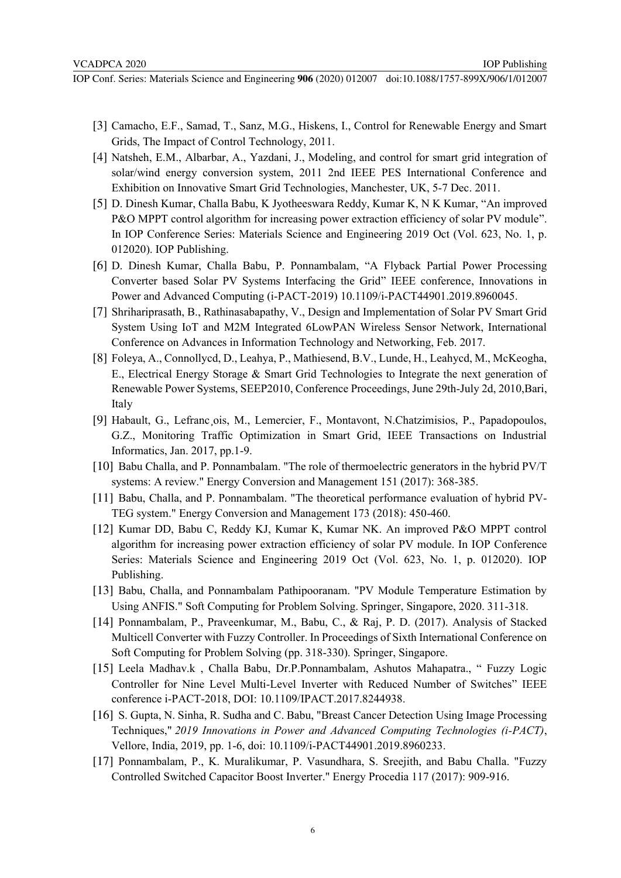[3] Camacho, E.F., Samad, T., Sanz, M.G., Hiskens, I., Control for Renewable Energy and Smart Grids, The Impact of Control Technology, 2011.

[4] Natsheh, E.M., Albarbar, A., Yazdani, J., Modeling, and control for smart grid integration of solar/wind energy conversion system, 2011 2nd IEEE PES International Conference and Exhibition on Innovative Smart Grid Technologies, Manchester, UK, 5-7 Dec. 2011.

[5] D. Dinesh Kumar, Challa Babu, K Jyotheeswara Reddy, Kumar K, N K Kumar, "An improved P&O MPPT control algorithm for increasing power extraction efficiency of solar PV module". In IOP Conference Series: Materials Science and Engineering 2019 Oct (Vol. 623, No. 1, p. 012020). IOP Publishing.

[6] D. Dinesh Kumar, Challa Babu, P. Ponnambalam, "A Flyback Partial Power Processing Converter based Solar PV Systems Interfacing the Grid" IEEE conference, Innovations in Power and Advanced Computing (i-PACT-2019) 10.1109/i-PACT44901.2019.8960045.

[7] Shrihariprasath, B., Rathinasabapathy, V., Design and Implementation of Solar PV Smart Grid System Using IoT and M2M Integrated 6LowPAN Wireless Sensor Network, International Conference on Advances in Information Technology and Networking, Feb. 2017.

[8] Foleya, A., Connollycd, D., Leahya, P., Mathiesend, B.V., Lunde, H., Leahycd, M., McKeogha, E., Electrical Energy Storage & Smart Grid Technologies to Integrate the next generation of Renewable Power Systems, SEEP2010, Conference Proceedings, June 29th-July 2d, 2010,Bari, Italy

[9] Habault, G., Lefranc¸ois, M., Lemercier, F., Montavont, N.Chatzimisios, P., Papadopoulos, G.Z., Monitoring Traffic Optimization in Smart Grid, IEEE Transactions on Industrial Informatics, Jan. 2017, pp.1-9.

[10] Babu Challa, and P. Ponnambalam. "The role of thermoelectric generators in the hybrid PV/T systems: A review." Energy Conversion and Management 151 (2017): 368-385.

[11] Babu, Challa, and P. Ponnambalam. "The theoretical performance evaluation of hybrid PV-TEG system." Energy Conversion and Management 173 (2018): 450-460.

[12] Kumar DD, Babu C, Reddy KJ, Kumar K, Kumar NK. An improved P&O MPPT control algorithm for increasing power extraction efficiency of solar PV module. In IOP Conference Series: Materials Science and Engineering 2019 Oct (Vol. 623, No. 1, p. 012020). IOP Publishing.

[13] Babu, Challa, and Ponnambalam Pathipooranam. "PV Module Temperature Estimation by Using ANFIS." Soft Computing for Problem Solving. Springer, Singapore, 2020. 311-318.

[14] Ponnambalam, P., Praveenkumar, M., Babu, C., & Raj, P. D. (2017). Analysis of Stacked Multicell Converter with Fuzzy Controller. In Proceedings of Sixth International Conference on Soft Computing for Problem Solving (pp. 318-330). Springer, Singapore.

[15] Leela Madhav.k , Challa Babu, Dr.P.Ponnambalam, Ashutos Mahapatra., " Fuzzy Logic Controller for Nine Level Multi-Level Inverter with Reduced Number of Switches" IEEE conference i-PACT-2018, DOI: 10.1109/IPACT.2017.8244938.

[16] S. Gupta, N. Sinha, R. Sudha and C. Babu, "Breast Cancer Detection Using Image Processing Techniques," *2019 Innovations in Power and Advanced Computing Technologies (i-PACT)*, Vellore, India, 2019, pp. 1-6, doi: 10.1109/i-PACT44901.2019.8960233.

[17] Ponnambalam, P., K. Muralikumar, P. Vasundhara, S. Sreejith, and Babu Challa. "Fuzzy Controlled Switched Capacitor Boost Inverter." Energy Procedia 117 (2017): 909-916.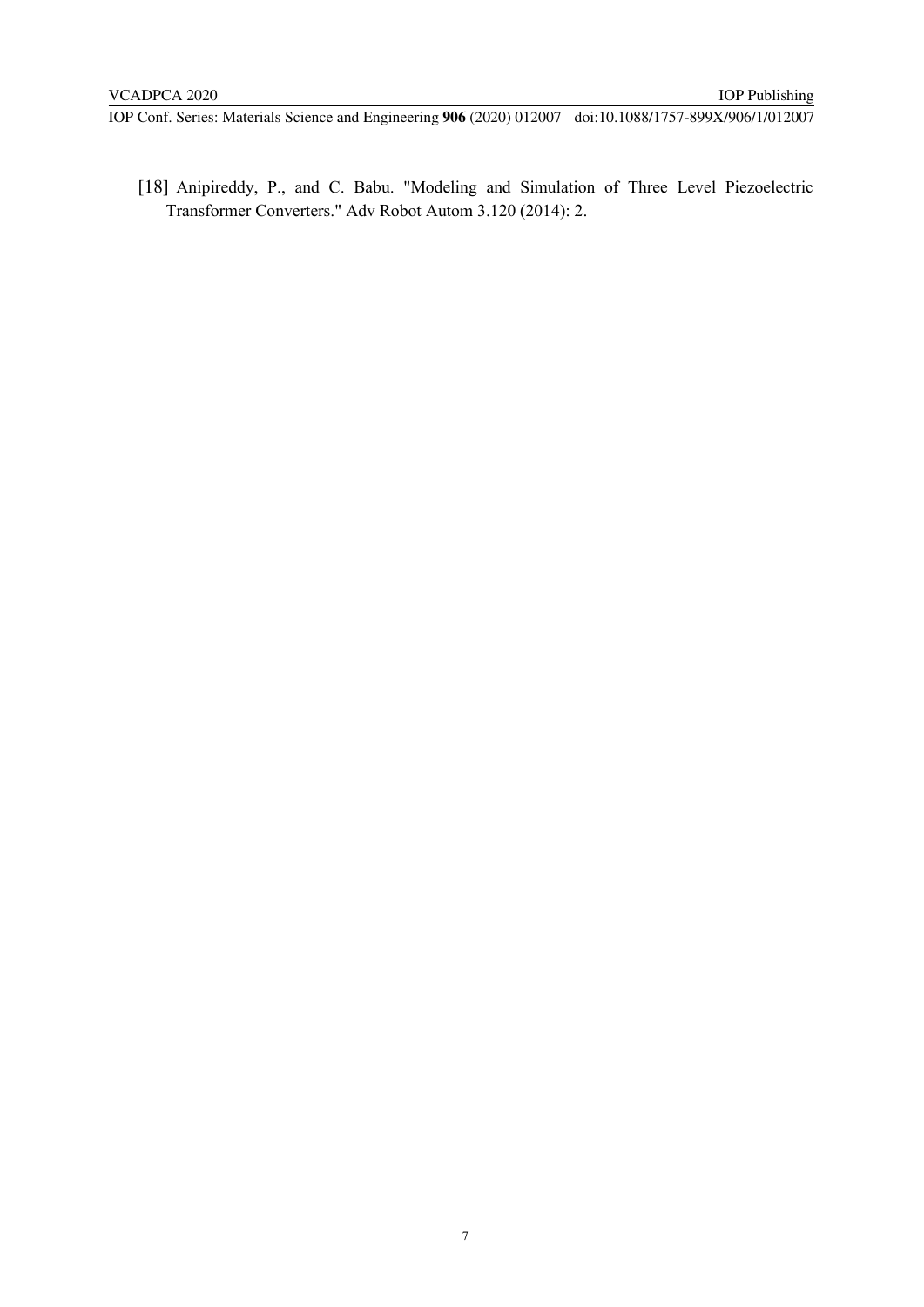[18] Anipireddy, P., and C. Babu. "Modeling and Simulation of Three Level Piezoelectric Transformer Converters." Adv Robot Autom 3.120 (2014): 2.